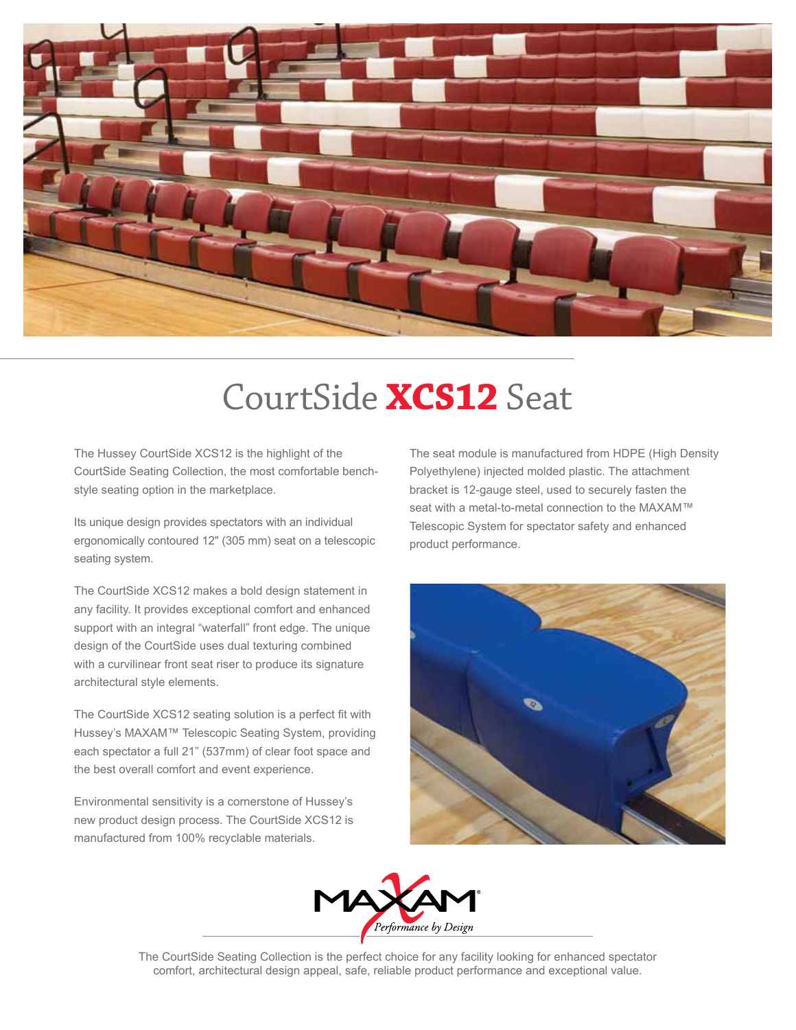# CourtSide **XCS12** Seat

The Hussey CourtSide XCS12 is the highlight of the CourtSide Seating Collection, the most comfortable bench-style seating option in the marketplace.

Its unique design provides spectators with an individual ergonomically contoured 12" (305 mm) seat on a telescopic seating system.

The CourtSide XCS12 makes a bold design statement in any facility. It provides exceptional comfort and enhanced support with an integral "waterfall" front edge. The unique design of the CourtSide uses dual texturing combined with a curvilinear front seat riser to produce its signature architectural style elements.

The CourtSide XCS12 seating solution is a perfect fit with Hussey's MAXAM™ Telescopic Seating System, providing each spectator a full 21" (537mm) of clear foot space and the best overall comfort and event experience.

Environmental sensitivity is a cornerstone of Hussey's new product design process. The CourtSide XCS12 is manufactured from 100% recyclable materials.

The seat module is manufactured from HDPE (High Density Polyethylene) injected molded plastic. The attachment bracket is 12-gauge steel, used to securely fasten the seat with a metal-to-metal connection to the MAXAM™ Telescopic System for spectator safety and enhanced product performance.

MAXAM®
*Performance by Design*

The CourtSide Seating Collection is the perfect choice for any facility looking for enhanced spectator comfort, architectural design appeal, safe, reliable product performance and exceptional value.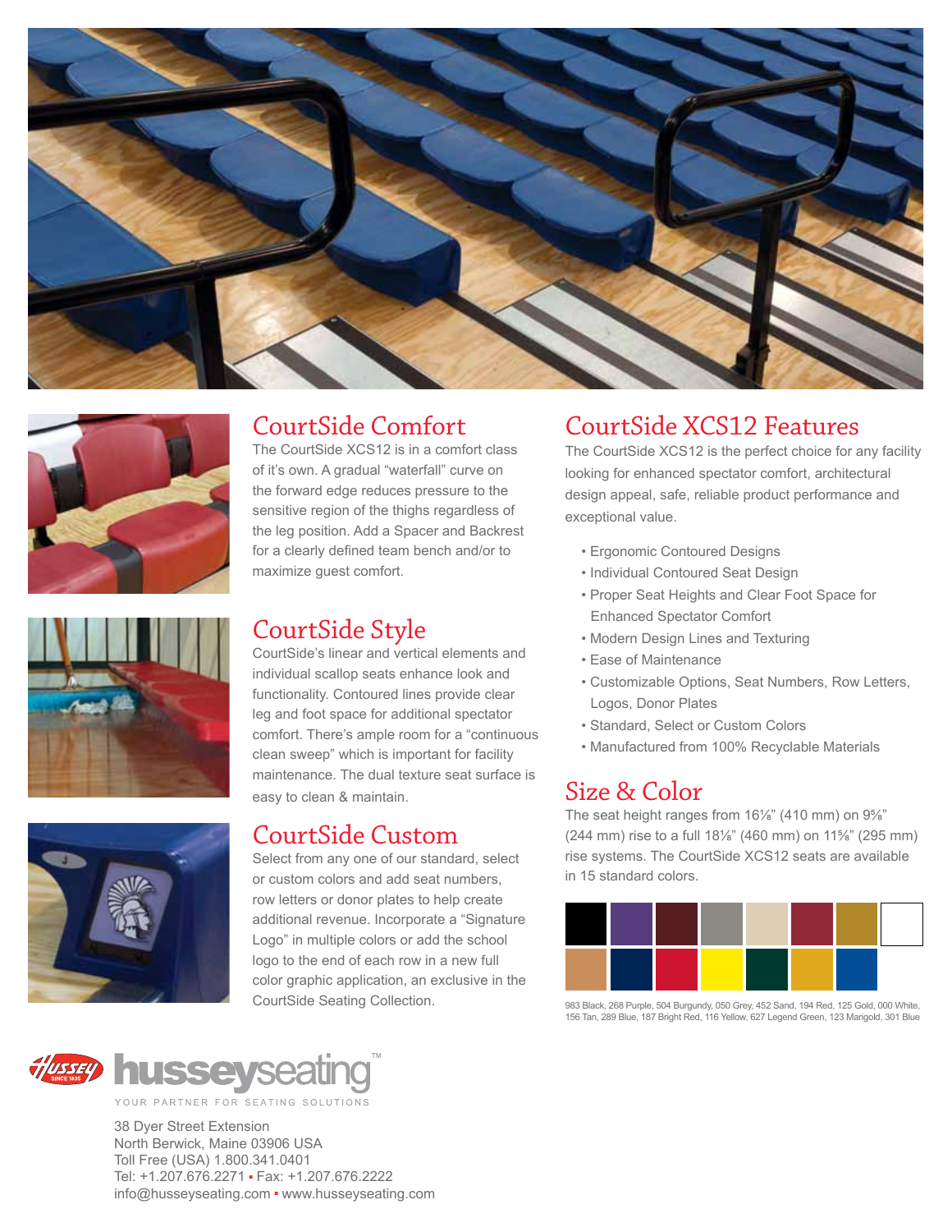## CourtSide Comfort

The CourtSide XCS12 is in a comfort class of it's own. A gradual "waterfall" curve on the forward edge reduces pressure to the sensitive region of the thighs regardless of the leg position. Add a Spacer and Backrest for a clearly defined team bench and/or to maximize guest comfort.

## CourtSide Style

CourtSide's linear and vertical elements and individual scallop seats enhance look and functionality. Contoured lines provide clear leg and foot space for additional spectator comfort. There's ample room for a "continuous clean sweep" which is important for facility maintenance. The dual texture seat surface is easy to clean & maintain.

## CourtSide Custom

Select from any one of our standard, select or custom colors and add seat numbers, row letters or donor plates to help create additional revenue. Incorporate a "Signature Logo" in multiple colors or add the school logo to the end of each row in a new full color graphic application, an exclusive in the CourtSide Seating Collection.

## CourtSide XCS12 Features

The CourtSide XCS12 is the perfect choice for any facility looking for enhanced spectator comfort, architectural design appeal, safe, reliable product performance and exceptional value.

- Ergonomic Contoured Designs
- Individual Contoured Seat Design
- Proper Seat Heights and Clear Foot Space for Enhanced Spectator Comfort
- Modern Design Lines and Texturing
- Ease of Maintenance
- Customizable Options, Seat Numbers, Row Letters, Logos, Donor Plates
- Standard, Select or Custom Colors
- Manufactured from 100% Recyclable Materials

## Size & Color

The seat height ranges from 16⅛" (410 mm) on 9⅝" (244 mm) rise to a full 18⅛" (460 mm) on 11⅝" (295 mm) rise systems. The CourtSide XCS12 seats are available in 15 standard colors.

983 Black, 268 Purple, 504 Burgundy, 050 Grey, 452 Sand, 194 Red, 125 Gold, 000 White, 156 Tan, 289 Blue, 187 Bright Red, 116 Yellow, 627 Legend Green, 123 Marigold, 301 Blue

husseyseating™

YOUR PARTNER FOR SEATING SOLUTIONS

38 Dyer Street Extension
North Berwick, Maine 03906 USA
Toll Free (USA) 1.800.341.0401
Tel: +1.207.676.2271 ▪ Fax: +1.207.676.2222
info@husseyseating.com ▪ www.husseyseating.com